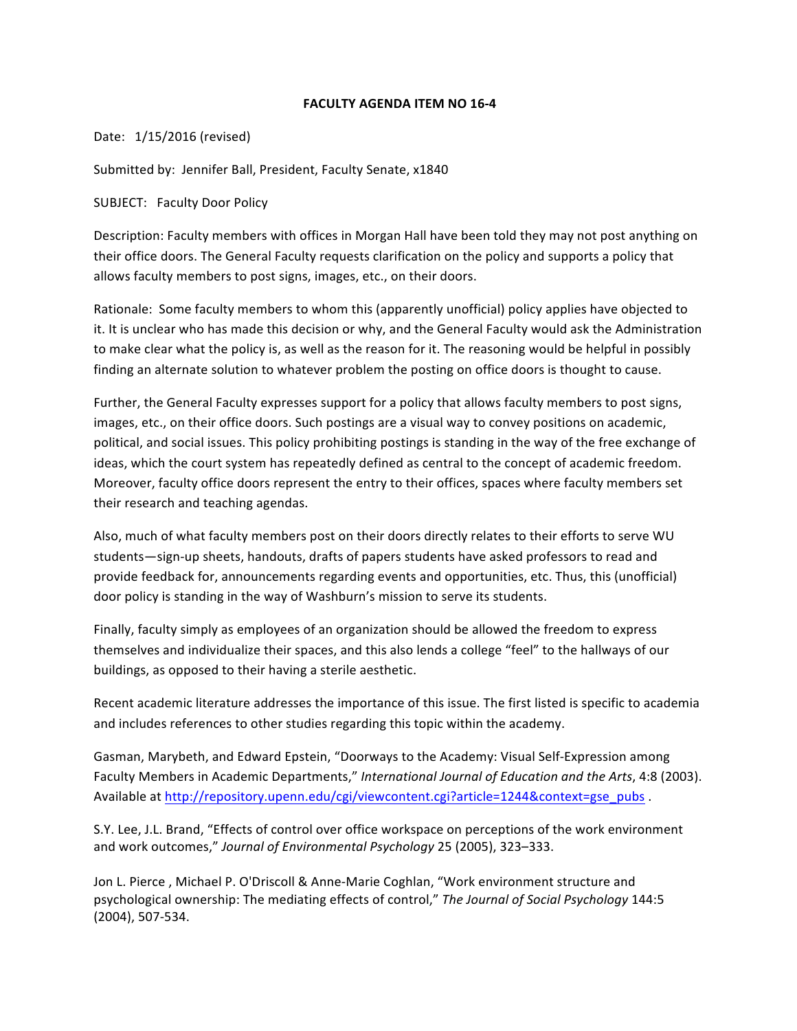# FACULTY AGENDA ITEM NO 16-4

Date: 1/15/2016 (revised)

Submitted by: Jennifer Ball, President, Faculty Senate, x1840

SUBJECT: Faculty Door Policy

Description: Faculty members with offices in Morgan Hall have been told they may not post anything on their office doors. The General Faculty requests clarification on the policy and supports a policy that allows faculty members to post signs, images, etc., on their doors.

Rationale: Some faculty members to whom this (apparently unofficial) policy applies have objected to it. It is unclear who has made this decision or why, and the General Faculty would ask the Administration to make clear what the policy is, as well as the reason for it. The reasoning would be helpful in possibly finding an alternate solution to whatever problem the posting on office doors is thought to cause.

Further, the General Faculty expresses support for a policy that allows faculty members to post signs, images, etc., on their office doors. Such postings are a visual way to convey positions on academic, political, and social issues. This policy prohibiting postings is standing in the way of the free exchange of ideas, which the court system has repeatedly defined as central to the concept of academic freedom. Moreover, faculty office doors represent the entry to their offices, spaces where faculty members set their research and teaching agendas.

Also, much of what faculty members post on their doors directly relates to their efforts to serve WU students—sign-up sheets, handouts, drafts of papers students have asked professors to read and provide feedback for, announcements regarding events and opportunities, etc. Thus, this (unofficial) door policy is standing in the way of Washburn's mission to serve its students.

Finally, faculty simply as employees of an organization should be allowed the freedom to express themselves and individualize their spaces, and this also lends a college "feel" to the hallways of our buildings, as opposed to their having a sterile aesthetic.

Recent academic literature addresses the importance of this issue. The first listed is specific to academia and includes references to other studies regarding this topic within the academy.

Gasman, Marybeth, and Edward Epstein, "Doorways to the Academy: Visual Self-Expression among Faculty Members in Academic Departments," *International Journal of Education and the Arts*, 4:8 (2003). Available at http://repository.upenn.edu/cgi/viewcontent.cgi?article=1244&context=gse_pubs .

S.Y. Lee, J.L. Brand, "Effects of control over office workspace on perceptions of the work environment and work outcomes," *Journal of Environmental Psychology* 25 (2005), 323–333.

Jon L. Pierce , Michael P. O'Driscoll & Anne-Marie Coghlan, "Work environment structure and psychological ownership: The mediating effects of control," *The Journal of Social Psychology* 144:5 (2004), 507-534.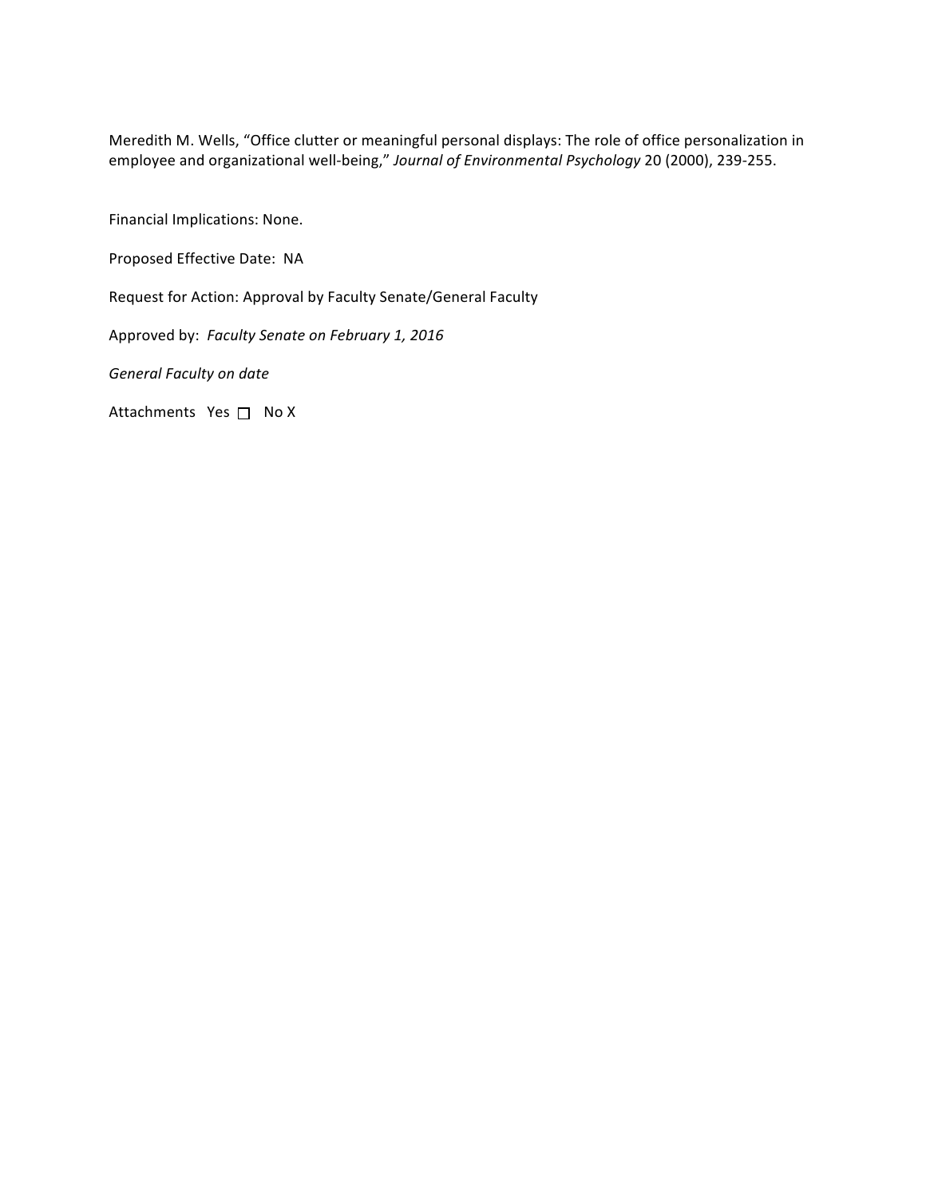Meredith M. Wells, "Office clutter or meaningful personal displays: The role of office personalization in employee and organizational well-being," *Journal of Environmental Psychology* 20 (2000), 239-255.

Financial Implications: None.

Proposed Effective Date: NA

Request for Action: Approval by Faculty Senate/General Faculty

Approved by: *Faculty Senate on February 1, 2016*

*General Faculty on date*

Attachments Yes ☐ No X